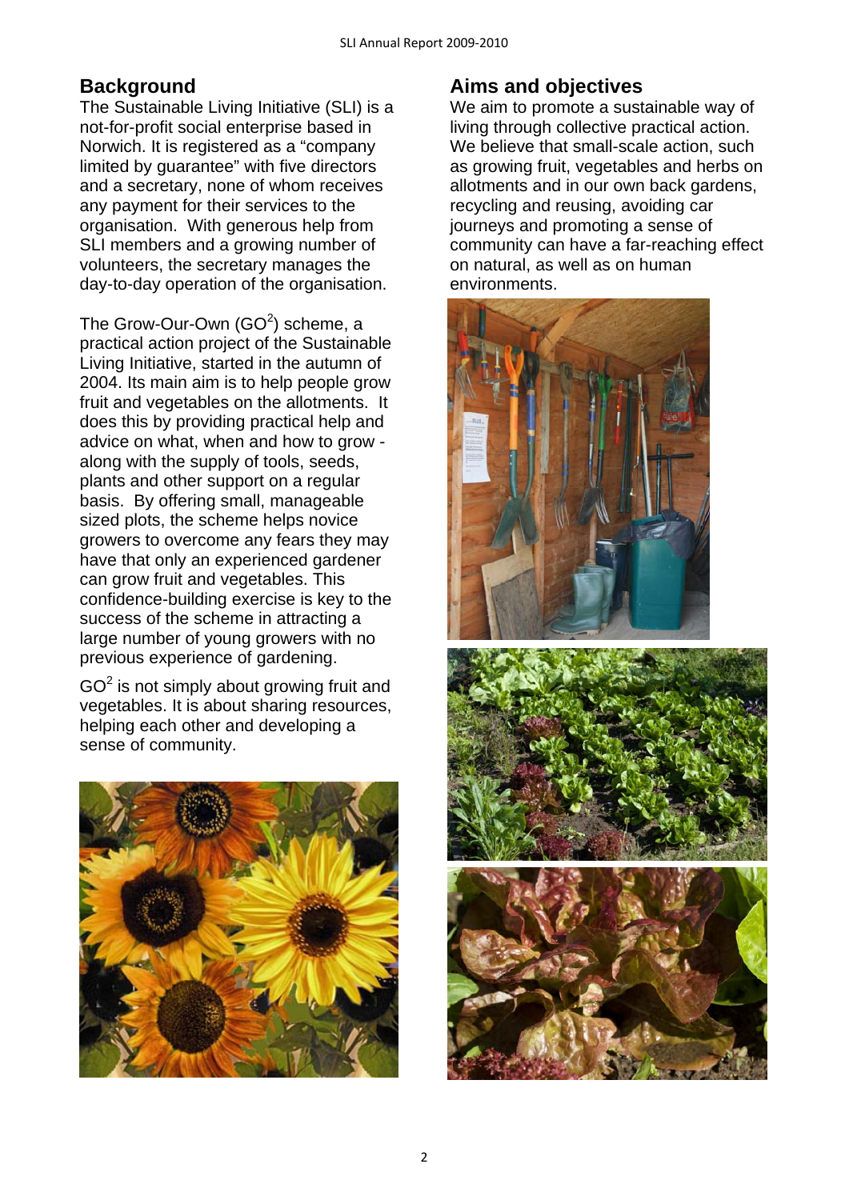## Background

The Sustainable Living Initiative (SLI) is a not-for-profit social enterprise based in Norwich. It is registered as a "company limited by guarantee" with five directors and a secretary, none of whom receives any payment for their services to the organisation. With generous help from SLI members and a growing number of volunteers, the secretary manages the day-to-day operation of the organisation.

The Grow-Our-Own ($GO^2$) scheme, a practical action project of the Sustainable Living Initiative, started in the autumn of 2004. Its main aim is to help people grow fruit and vegetables on the allotments. It does this by providing practical help and advice on what, when and how to grow - along with the supply of tools, seeds, plants and other support on a regular basis. By offering small, manageable sized plots, the scheme helps novice growers to overcome any fears they may have that only an experienced gardener can grow fruit and vegetables. This confidence-building exercise is key to the success of the scheme in attracting a large number of young growers with no previous experience of gardening.

$GO^2$ is not simply about growing fruit and vegetables. It is about sharing resources, helping each other and developing a sense of community.

## Aims and objectives

We aim to promote a sustainable way of living through collective practical action. We believe that small-scale action, such as growing fruit, vegetables and herbs on allotments and in our own back gardens, recycling and reusing, avoiding car journeys and promoting a sense of community can have a far-reaching effect on natural, as well as on human environments.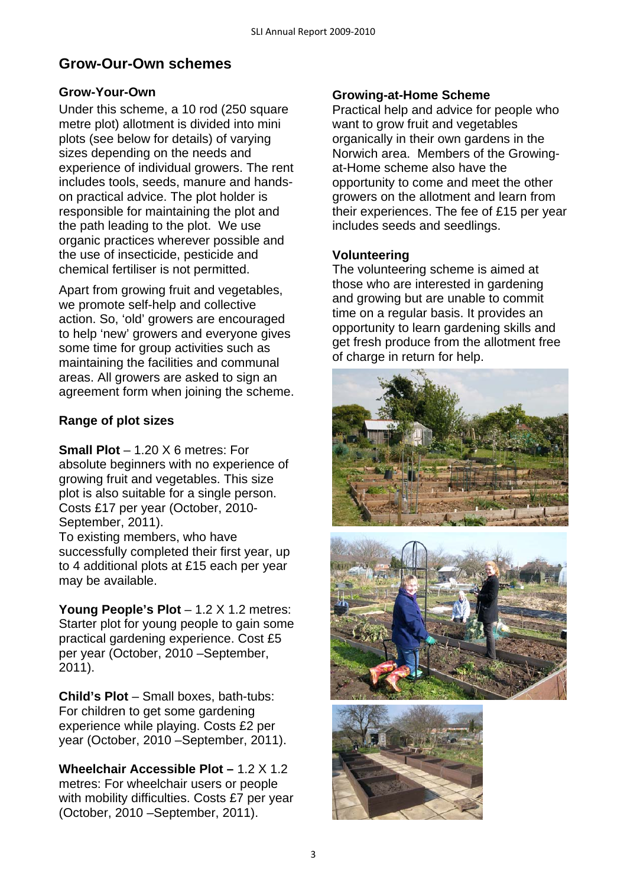# Grow-Our-Own schemes

## Grow-Your-Own

Under this scheme, a 10 rod (250 square metre plot) allotment is divided into mini plots (see below for details) of varying sizes depending on the needs and experience of individual growers. The rent includes tools, seeds, manure and hands-on practical advice. The plot holder is responsible for maintaining the plot and the path leading to the plot. We use organic practices wherever possible and the use of insecticide, pesticide and chemical fertiliser is not permitted.

Apart from growing fruit and vegetables, we promote self-help and collective action. So, 'old' growers are encouraged to help 'new' growers and everyone gives some time for group activities such as maintaining the facilities and communal areas. All growers are asked to sign an agreement form when joining the scheme.

## Range of plot sizes

**Small Plot** – 1.20 X 6 metres: For absolute beginners with no experience of growing fruit and vegetables. This size plot is also suitable for a single person. Costs £17 per year (October, 2010-September, 2011).
To existing members, who have successfully completed their first year, up to 4 additional plots at £15 each per year may be available.

**Young People's Plot** – 1.2 X 1.2 metres: Starter plot for young people to gain some practical gardening experience. Cost £5 per year (October, 2010 –September, 2011).

**Child's Plot** – Small boxes, bath-tubs: For children to get some gardening experience while playing. Costs £2 per year (October, 2010 –September, 2011).

**Wheelchair Accessible Plot –** 1.2 X 1.2 metres: For wheelchair users or people with mobility difficulties. Costs £7 per year (October, 2010 –September, 2011).

## Growing-at-Home Scheme

Practical help and advice for people who want to grow fruit and vegetables organically in their own gardens in the Norwich area. Members of the Growing-at-Home scheme also have the opportunity to come and meet the other growers on the allotment and learn from their experiences. The fee of £15 per year includes seeds and seedlings.

## Volunteering

The volunteering scheme is aimed at those who are interested in gardening and growing but are unable to commit time on a regular basis. It provides an opportunity to learn gardening skills and get fresh produce from the allotment free of charge in return for help.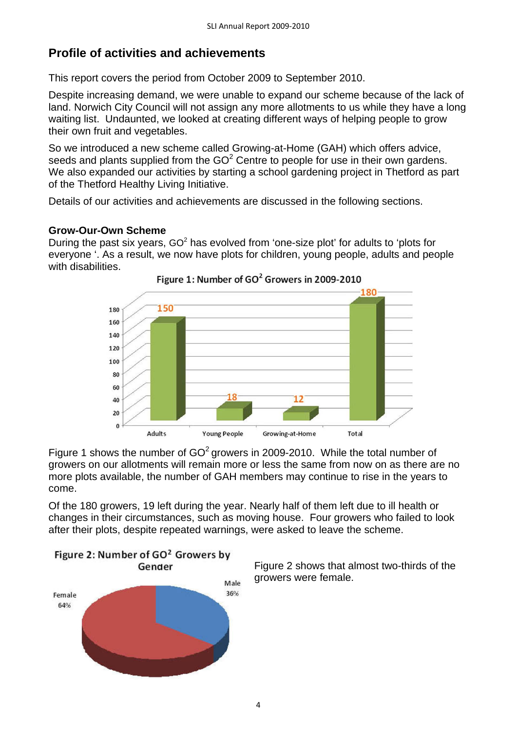## Profile of activities and achievements

This report covers the period from October 2009 to September 2010.

Despite increasing demand, we were unable to expand our scheme because of the lack of land. Norwich City Council will not assign any more allotments to us while they have a long waiting list. Undaunted, we looked at creating different ways of helping people to grow their own fruit and vegetables.

So we introduced a new scheme called Growing-at-Home (GAH) which offers advice, seeds and plants supplied from the $GO^2$ Centre to people for use in their own gardens. We also expanded our activities by starting a school gardening project in Thetford as part of the Thetford Healthy Living Initiative.

Details of our activities and achievements are discussed in the following sections.

### Grow-Our-Own Scheme

During the past six years, $GO^2$ has evolved from 'one-size plot' for adults to 'plots for everyone '. As a result, we now have plots for children, young people, adults and people with disabilities.

**Figure 1: Number of $GO^2$ Growers in 2009-2010**

| Category | Number |
|---|---|
| Adults | 150 |
| Young People | 18 |
| Growing-at-Home | 12 |
| Total | 180 |

Figure 1 shows the number of $GO^2$ growers in 2009-2010. While the total number of growers on our allotments will remain more or less the same from now on as there are no more plots available, the number of GAH members may continue to rise in the years to come.

Of the 180 growers, 19 left during the year. Nearly half of them left due to ill health or changes in their circumstances, such as moving house. Four growers who failed to look after their plots, despite repeated warnings, were asked to leave the scheme.

**Figure 2: Number of $GO^2$ Growers by Gender**

| Gender | Percentage |
|---|---|
| Female | 64% |
| Male | 36% |

Figure 2 shows that almost two-thirds of the growers were female.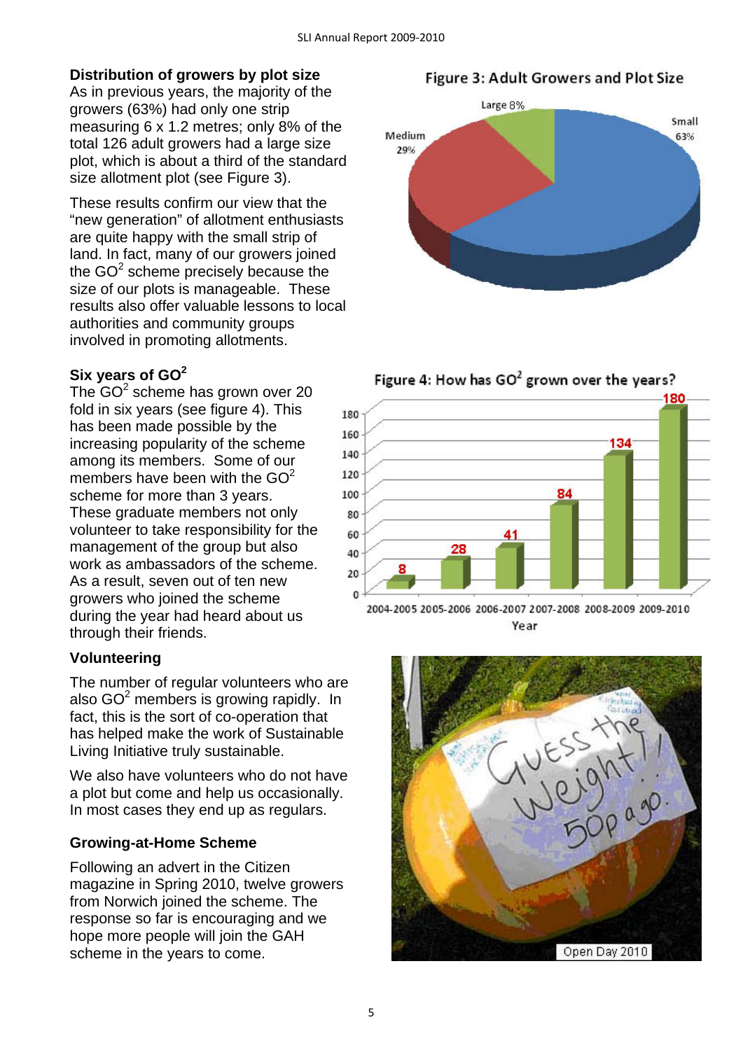### Distribution of growers by plot size

As in previous years, the majority of the growers (63%) had only one strip measuring 6 x 1.2 metres; only 8% of the total 126 adult growers had a large size plot, which is about a third of the standard size allotment plot (see Figure 3).

These results confirm our view that the "new generation" of allotment enthusiasts are quite happy with the small strip of land. In fact, many of our growers joined the $GO^2$ scheme precisely because the size of our plots is manageable. These results also offer valuable lessons to local authorities and community groups involved in promoting allotments.

Figure 3: Adult Growers and Plot Size

| Plot size | Share |
|---|---|
| Small | 63% |
| Medium | 29% |
| Large | 8% |

### Six years of $GO^2$

The $GO^2$ scheme has grown over 20 fold in six years (see figure 4). This has been made possible by the increasing popularity of the scheme among its members. Some of our members have been with the $GO^2$ scheme for more than 3 years. These graduate members not only volunteer to take responsibility for the management of the group but also work as ambassadors of the scheme. As a result, seven out of ten new growers who joined the scheme during the year had heard about us through their friends.

Figure 4: How has $GO^2$ grown over the years?

| Year | Growers |
|---|---|
| 2004-2005 | 8 |
| 2005-2006 | 28 |
| 2006-2007 | 41 |
| 2007-2008 | 84 |
| 2008-2009 | 134 |
| 2009-2010 | 180 |

### Volunteering

The number of regular volunteers who are also $GO^2$ members is growing rapidly. In fact, this is the sort of co-operation that has helped make the work of Sustainable Living Initiative truly sustainable.

We also have volunteers who do not have a plot but come and help us occasionally. In most cases they end up as regulars.

### Growing-at-Home Scheme

Following an advert in the Citizen magazine in Spring 2010, twelve growers from Norwich joined the scheme. The response so far is encouraging and we hope more people will join the GAH scheme in the years to come.

Open Day 2010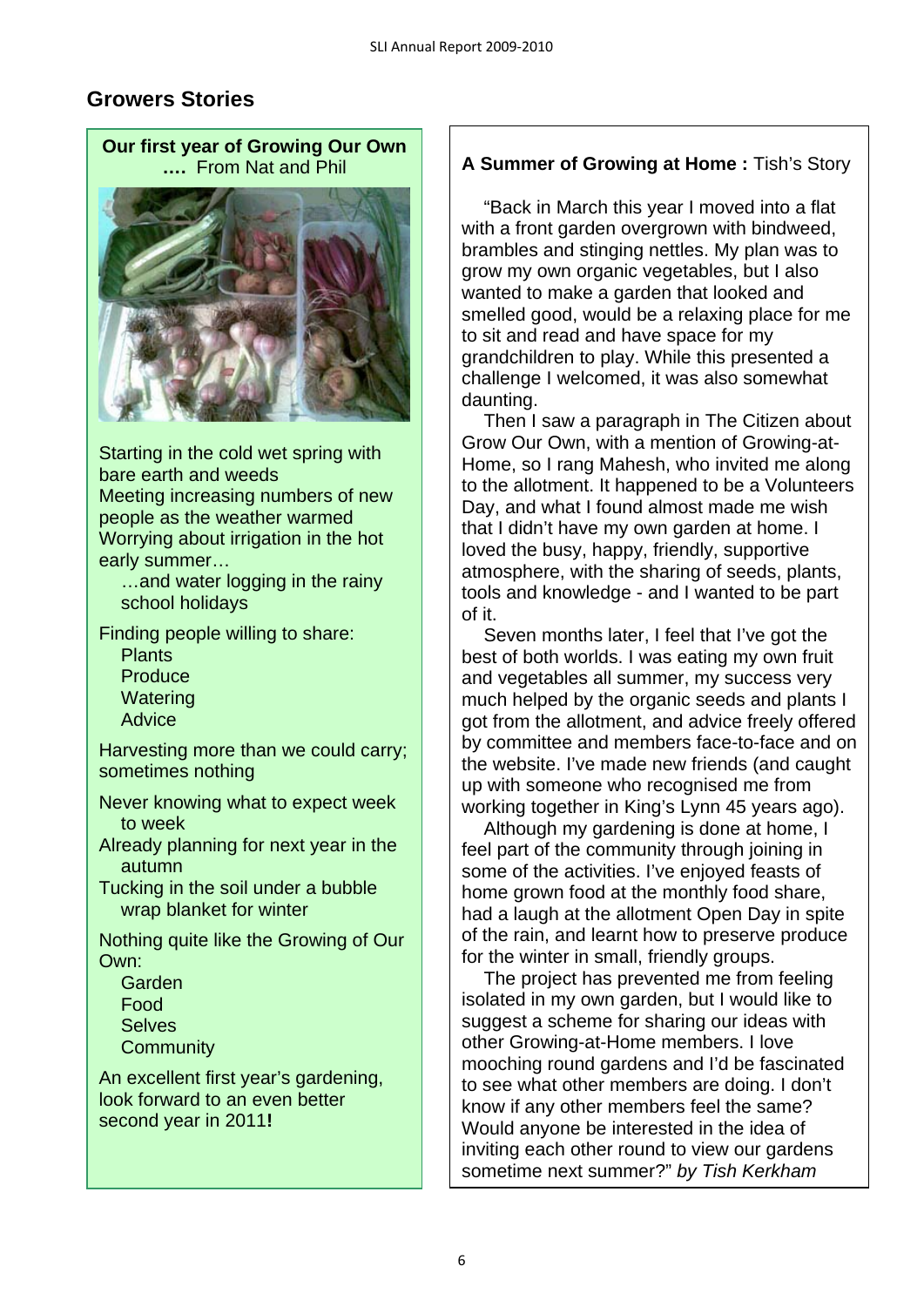## Growers Stories

**Our first year of Growing Our Own …. ** From Nat and Phil

Starting in the cold wet spring with bare earth and weeds
Meeting increasing numbers of new people as the weather warmed
Worrying about irrigation in the hot early summer…
…and water logging in the rainy school holidays

Finding people willing to share:
Plants
Produce
Watering
Advice

Harvesting more than we could carry; sometimes nothing

Never knowing what to expect week to week
Already planning for next year in the autumn
Tucking in the soil under a bubble wrap blanket for winter

Nothing quite like the Growing of Our Own:
Garden
Food
Selves
Community

An excellent first year's gardening, look forward to an even better second year in 2011**!**

**A Summer of Growing at Home :** Tish's Story

"Back in March this year I moved into a flat with a front garden overgrown with bindweed, brambles and stinging nettles. My plan was to grow my own organic vegetables, but I also wanted to make a garden that looked and smelled good, would be a relaxing place for me to sit and read and have space for my grandchildren to play. While this presented a challenge I welcomed, it was also somewhat daunting.

Then I saw a paragraph in The Citizen about Grow Our Own, with a mention of Growing-at-Home, so I rang Mahesh, who invited me along to the allotment. It happened to be a Volunteers Day, and what I found almost made me wish that I didn't have my own garden at home. I loved the busy, happy, friendly, supportive atmosphere, with the sharing of seeds, plants, tools and knowledge - and I wanted to be part of it.

Seven months later, I feel that I've got the best of both worlds. I was eating my own fruit and vegetables all summer, my success very much helped by the organic seeds and plants I got from the allotment, and advice freely offered by committee and members face-to-face and on the website. I've made new friends (and caught up with someone who recognised me from working together in King's Lynn 45 years ago).

Although my gardening is done at home, I feel part of the community through joining in some of the activities. I've enjoyed feasts of home grown food at the monthly food share, had a laugh at the allotment Open Day in spite of the rain, and learnt how to preserve produce for the winter in small, friendly groups.

The project has prevented me from feeling isolated in my own garden, but I would like to suggest a scheme for sharing our ideas with other Growing-at-Home members. I love mooching round gardens and I'd be fascinated to see what other members are doing. I don't know if any other members feel the same? Would anyone be interested in the idea of inviting each other round to view our gardens sometime next summer?" *by Tish Kerkham*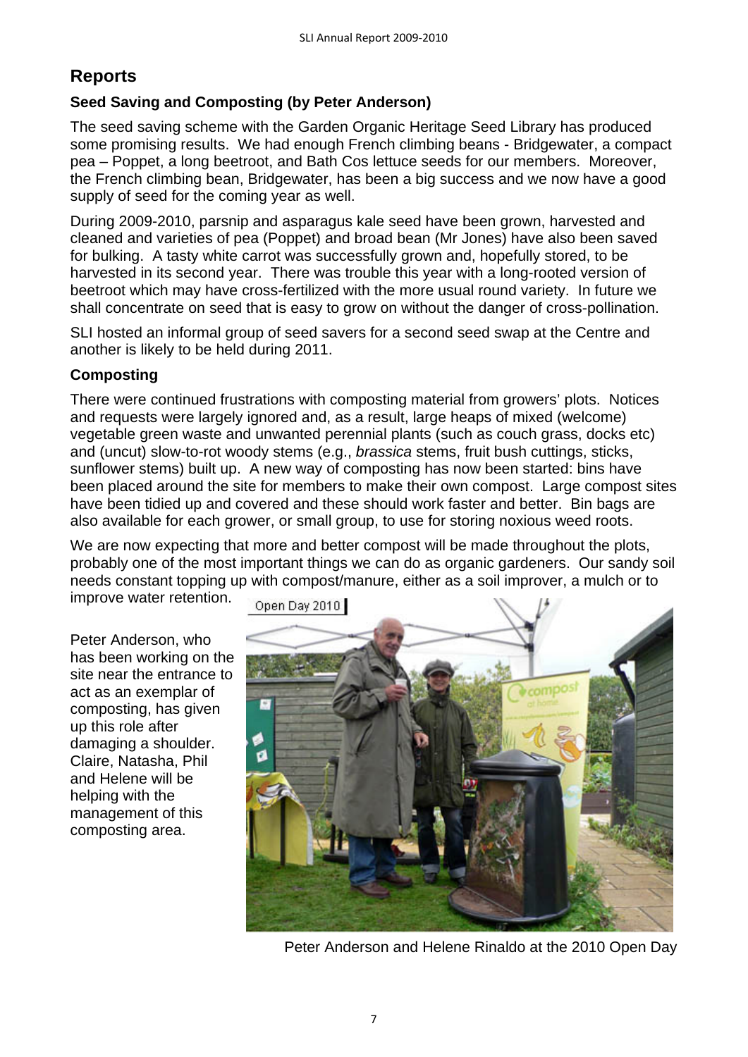# Reports

## Seed Saving and Composting (by Peter Anderson)

The seed saving scheme with the Garden Organic Heritage Seed Library has produced some promising results. We had enough French climbing beans - Bridgewater, a compact pea – Poppet, a long beetroot, and Bath Cos lettuce seeds for our members. Moreover, the French climbing bean, Bridgewater, has been a big success and we now have a good supply of seed for the coming year as well.

During 2009-2010, parsnip and asparagus kale seed have been grown, harvested and cleaned and varieties of pea (Poppet) and broad bean (Mr Jones) have also been saved for bulking. A tasty white carrot was successfully grown and, hopefully stored, to be harvested in its second year. There was trouble this year with a long-rooted version of beetroot which may have cross-fertilized with the more usual round variety. In future we shall concentrate on seed that is easy to grow on without the danger of cross-pollination.

SLI hosted an informal group of seed savers for a second seed swap at the Centre and another is likely to be held during 2011.

## Composting

There were continued frustrations with composting material from growers' plots. Notices and requests were largely ignored and, as a result, large heaps of mixed (welcome) vegetable green waste and unwanted perennial plants (such as couch grass, docks etc) and (uncut) slow-to-rot woody stems (e.g., *brassica* stems, fruit bush cuttings, sticks, sunflower stems) built up. A new way of composting has now been started: bins have been placed around the site for members to make their own compost. Large compost sites have been tidied up and covered and these should work faster and better. Bin bags are also available for each grower, or small group, to use for storing noxious weed roots.

We are now expecting that more and better compost will be made throughout the plots, probably one of the most important things we can do as organic gardeners. Our sandy soil needs constant topping up with compost/manure, either as a soil improver, a mulch or to improve water retention.

Peter Anderson, who has been working on the site near the entrance to act as an exemplar of composting, has given up this role after damaging a shoulder. Claire, Natasha, Phil and Helene will be helping with the management of this composting area.

Open Day 2010

Peter Anderson and Helene Rinaldo at the 2010 Open Day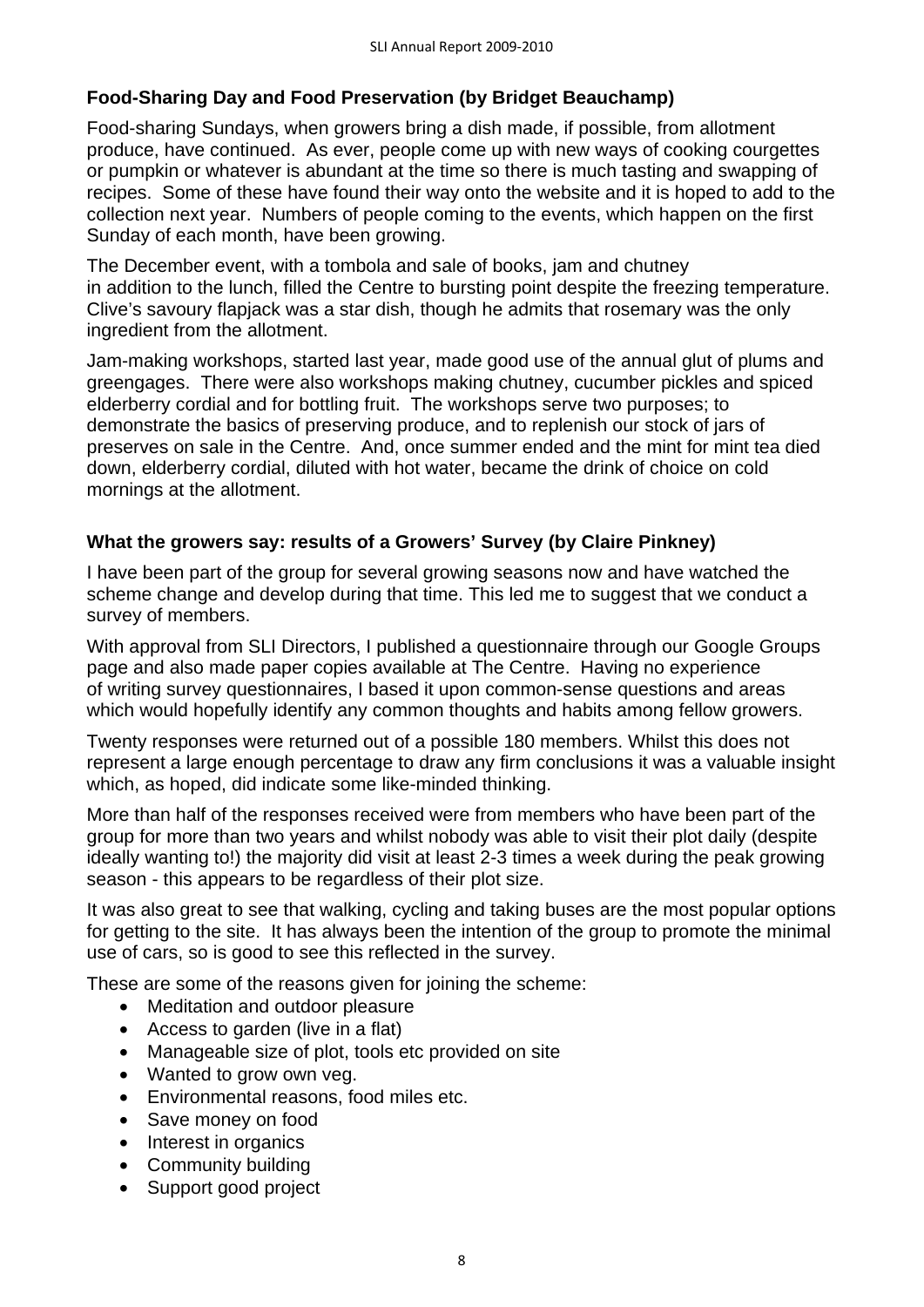### Food-Sharing Day and Food Preservation (by Bridget Beauchamp)

Food-sharing Sundays, when growers bring a dish made, if possible, from allotment produce, have continued. As ever, people come up with new ways of cooking courgettes or pumpkin or whatever is abundant at the time so there is much tasting and swapping of recipes. Some of these have found their way onto the website and it is hoped to add to the collection next year. Numbers of people coming to the events, which happen on the first Sunday of each month, have been growing.

The December event, with a tombola and sale of books, jam and chutney in addition to the lunch, filled the Centre to bursting point despite the freezing temperature. Clive's savoury flapjack was a star dish, though he admits that rosemary was the only ingredient from the allotment.

Jam-making workshops, started last year, made good use of the annual glut of plums and greengages. There were also workshops making chutney, cucumber pickles and spiced elderberry cordial and for bottling fruit. The workshops serve two purposes; to demonstrate the basics of preserving produce, and to replenish our stock of jars of preserves on sale in the Centre. And, once summer ended and the mint for mint tea died down, elderberry cordial, diluted with hot water, became the drink of choice on cold mornings at the allotment.

### What the growers say: results of a Growers' Survey (by Claire Pinkney)

I have been part of the group for several growing seasons now and have watched the scheme change and develop during that time. This led me to suggest that we conduct a survey of members.

With approval from SLI Directors, I published a questionnaire through our Google Groups page and also made paper copies available at The Centre. Having no experience of writing survey questionnaires, I based it upon common-sense questions and areas which would hopefully identify any common thoughts and habits among fellow growers.

Twenty responses were returned out of a possible 180 members. Whilst this does not represent a large enough percentage to draw any firm conclusions it was a valuable insight which, as hoped, did indicate some like-minded thinking.

More than half of the responses received were from members who have been part of the group for more than two years and whilst nobody was able to visit their plot daily (despite ideally wanting to!) the majority did visit at least 2-3 times a week during the peak growing season - this appears to be regardless of their plot size.

It was also great to see that walking, cycling and taking buses are the most popular options for getting to the site. It has always been the intention of the group to promote the minimal use of cars, so is good to see this reflected in the survey.

These are some of the reasons given for joining the scheme:

- Meditation and outdoor pleasure
- Access to garden (live in a flat)
- Manageable size of plot, tools etc provided on site
- Wanted to grow own veg.
- Environmental reasons, food miles etc.
- Save money on food
- Interest in organics
- Community building
- Support good project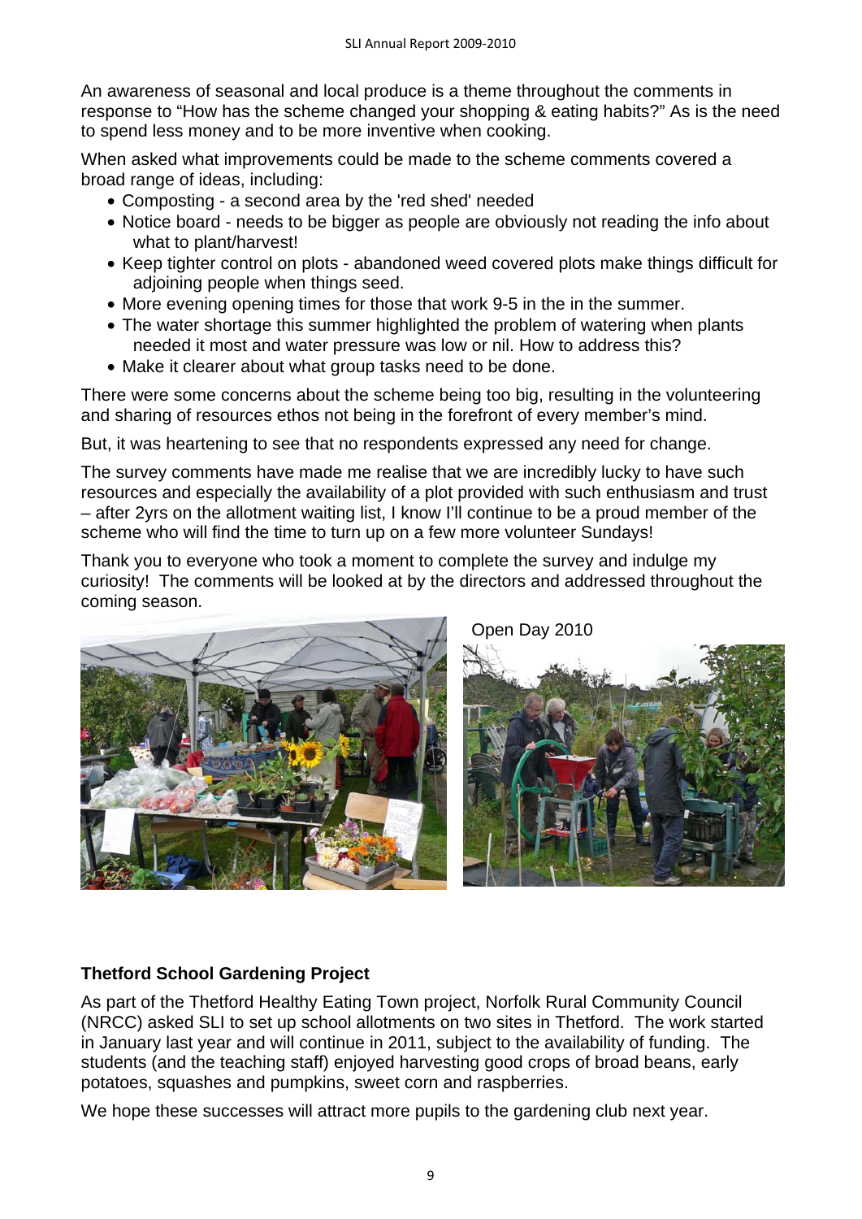An awareness of seasonal and local produce is a theme throughout the comments in response to "How has the scheme changed your shopping & eating habits?" As is the need to spend less money and to be more inventive when cooking.

When asked what improvements could be made to the scheme comments covered a broad range of ideas, including:

- Composting - a second area by the 'red shed' needed
- Notice board - needs to be bigger as people are obviously not reading the info about what to plant/harvest!
- Keep tighter control on plots - abandoned weed covered plots make things difficult for adjoining people when things seed.
- More evening opening times for those that work 9-5 in the in the summer.
- The water shortage this summer highlighted the problem of watering when plants needed it most and water pressure was low or nil. How to address this?
- Make it clearer about what group tasks need to be done.

There were some concerns about the scheme being too big, resulting in the volunteering and sharing of resources ethos not being in the forefront of every member's mind.

But, it was heartening to see that no respondents expressed any need for change.

The survey comments have made me realise that we are incredibly lucky to have such resources and especially the availability of a plot provided with such enthusiasm and trust – after 2yrs on the allotment waiting list, I know I'll continue to be a proud member of the scheme who will find the time to turn up on a few more volunteer Sundays!

Thank you to everyone who took a moment to complete the survey and indulge my curiosity! The comments will be looked at by the directors and addressed throughout the coming season.

Open Day 2010

## Thetford School Gardening Project

As part of the Thetford Healthy Eating Town project, Norfolk Rural Community Council (NRCC) asked SLI to set up school allotments on two sites in Thetford. The work started in January last year and will continue in 2011, subject to the availability of funding. The students (and the teaching staff) enjoyed harvesting good crops of broad beans, early potatoes, squashes and pumpkins, sweet corn and raspberries.

We hope these successes will attract more pupils to the gardening club next year.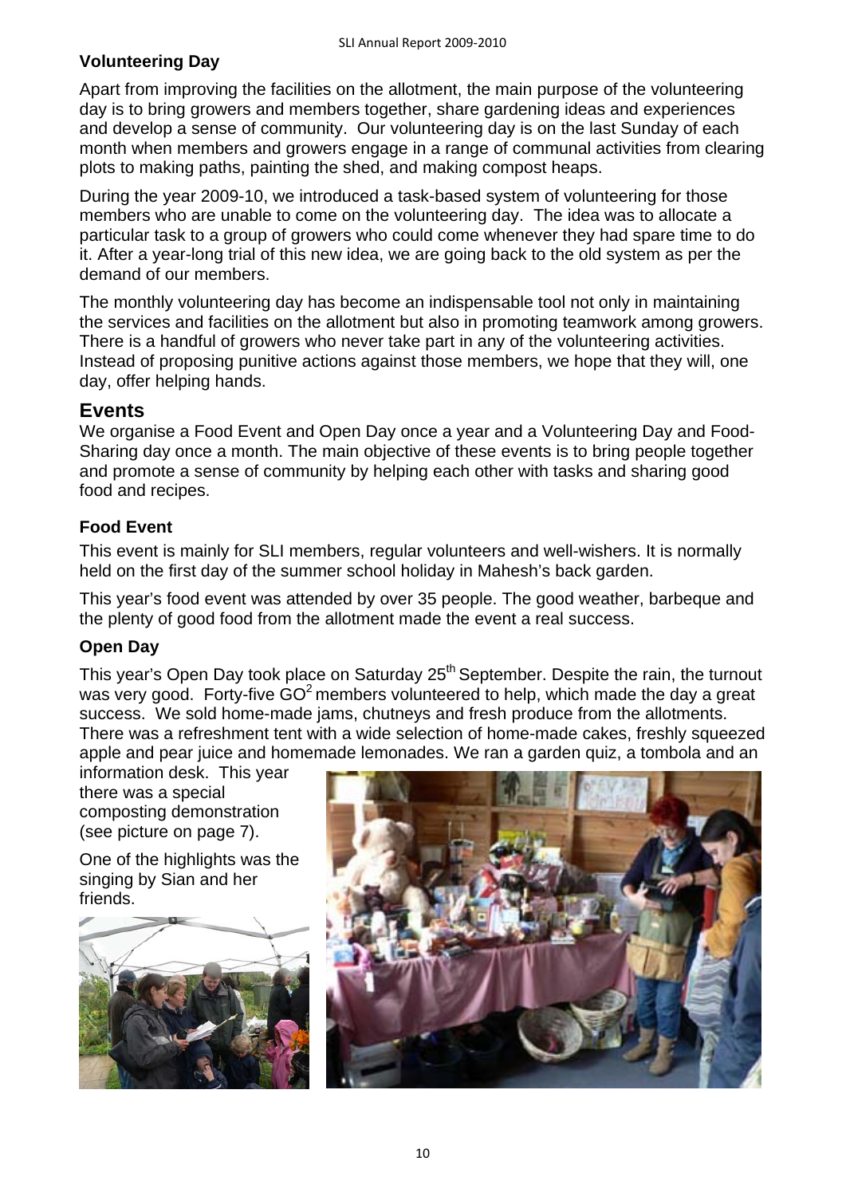### Volunteering Day

Apart from improving the facilities on the allotment, the main purpose of the volunteering day is to bring growers and members together, share gardening ideas and experiences and develop a sense of community. Our volunteering day is on the last Sunday of each month when members and growers engage in a range of communal activities from clearing plots to making paths, painting the shed, and making compost heaps.

During the year 2009-10, we introduced a task-based system of volunteering for those members who are unable to come on the volunteering day. The idea was to allocate a particular task to a group of growers who could come whenever they had spare time to do it. After a year-long trial of this new idea, we are going back to the old system as per the demand of our members.

The monthly volunteering day has become an indispensable tool not only in maintaining the services and facilities on the allotment but also in promoting teamwork among growers. There is a handful of growers who never take part in any of the volunteering activities. Instead of proposing punitive actions against those members, we hope that they will, one day, offer helping hands.

## Events

We organise a Food Event and Open Day once a year and a Volunteering Day and Food-Sharing day once a month. The main objective of these events is to bring people together and promote a sense of community by helping each other with tasks and sharing good food and recipes.

### Food Event

This event is mainly for SLI members, regular volunteers and well-wishers. It is normally held on the first day of the summer school holiday in Mahesh's back garden.

This year's food event was attended by over 35 people. The good weather, barbeque and the plenty of good food from the allotment made the event a real success.

### Open Day

This year's Open Day took place on Saturday 25th September. Despite the rain, the turnout was very good. Forty-five $GO^2$ members volunteered to help, which made the day a great success. We sold home-made jams, chutneys and fresh produce from the allotments. There was a refreshment tent with a wide selection of home-made cakes, freshly squeezed apple and pear juice and homemade lemonades. We ran a garden quiz, a tombola and an information desk. This year there was a special composting demonstration (see picture on page 7).

One of the highlights was the singing by Sian and her friends.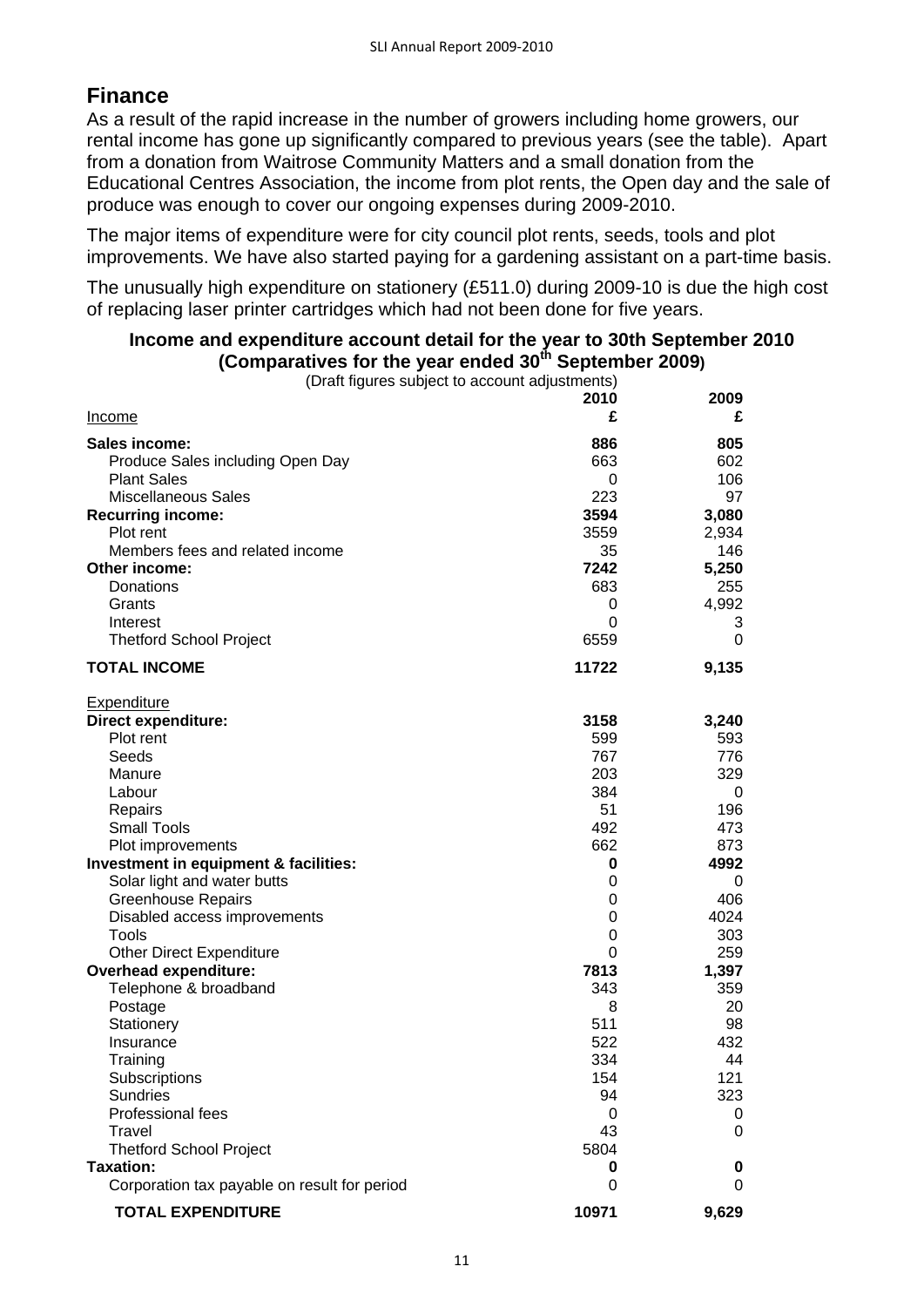# Finance

As a result of the rapid increase in the number of growers including home growers, our rental income has gone up significantly compared to previous years (see the table). Apart from a donation from Waitrose Community Matters and a small donation from the Educational Centres Association, the income from plot rents, the Open day and the sale of produce was enough to cover our ongoing expenses during 2009-2010.

The major items of expenditure were for city council plot rents, seeds, tools and plot improvements. We have also started paying for a gardening assistant on a part-time basis.

The unusually high expenditure on stationery (£511.0) during 2009-10 is due the high cost of replacing laser printer cartridges which had not been done for five years.

**Income and expenditure account detail for the year to 30th September 2010 (Comparatives for the year ended 30th September 2009)**

(Draft figures subject to account adjustments)

| | 2010 £ | 2009 £ |
|---|---|---|
| <u>Income</u> | | |
| **Sales income:** | **886** | **805** |
| Produce Sales including Open Day | 663 | 602 |
| Plant Sales | 0 | 106 |
| Miscellaneous Sales | 223 | 97 |
| **Recurring income:** | **3594** | **3,080** |
| Plot rent | 3559 | 2,934 |
| Members fees and related income | 35 | 146 |
| **Other income:** | **7242** | **5,250** |
| Donations | 683 | 255 |
| Grants | 0 | 4,992 |
| Interest | 0 | 3 |
| Thetford School Project | 6559 | 0 |
| **TOTAL INCOME** | **11722** | **9,135** |
| <u>Expenditure</u> | | |
| **Direct expenditure:** | **3158** | **3,240** |
| Plot rent | 599 | 593 |
| Seeds | 767 | 776 |
| Manure | 203 | 329 |
| Labour | 384 | 0 |
| Repairs | 51 | 196 |
| Small Tools | 492 | 473 |
| Plot improvements | 662 | 873 |
| **Investment in equipment & facilities:** | **0** | **4992** |
| Solar light and water butts | 0 | 0 |
| Greenhouse Repairs | 0 | 406 |
| Disabled access improvements | 0 | 4024 |
| Tools | 0 | 303 |
| Other Direct Expenditure | 0 | 259 |
| **Overhead expenditure:** | **7813** | **1,397** |
| Telephone & broadband | 343 | 359 |
| Postage | 8 | 20 |
| Stationery | 511 | 98 |
| Insurance | 522 | 432 |
| Training | 334 | 44 |
| Subscriptions | 154 | 121 |
| Sundries | 94 | 323 |
| Professional fees | 0 | 0 |
| Travel | 43 | 0 |
| Thetford School Project | 5804 | |
| **Taxation:** | **0** | **0** |
| Corporation tax payable on result for period | 0 | 0 |
| **TOTAL EXPENDITURE** | **10971** | **9,629** |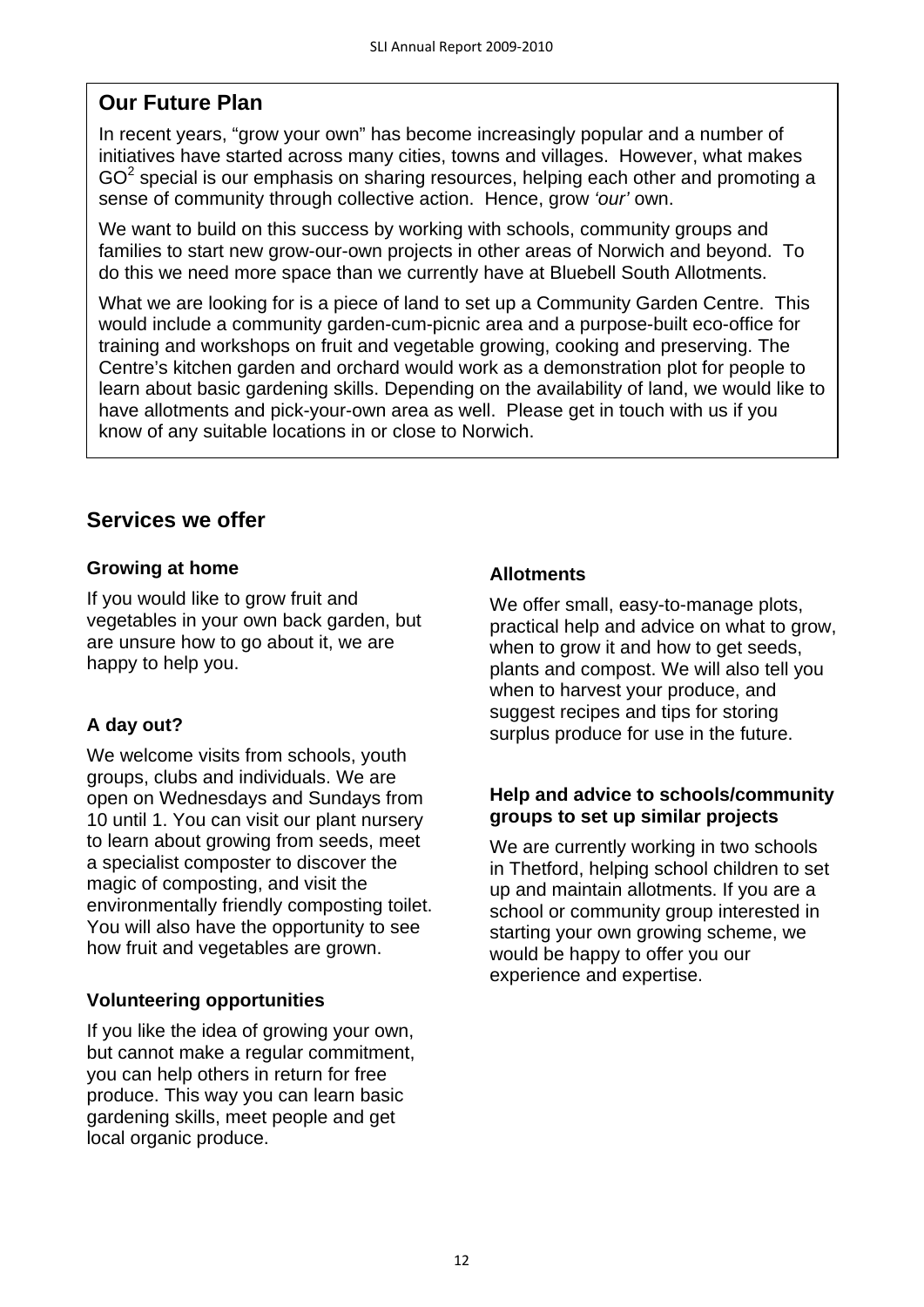## Our Future Plan

In recent years, "grow your own" has become increasingly popular and a number of initiatives have started across many cities, towns and villages. However, what makes $GO^2$ special is our emphasis on sharing resources, helping each other and promoting a sense of community through collective action. Hence, grow *'our'* own.

We want to build on this success by working with schools, community groups and families to start new grow-our-own projects in other areas of Norwich and beyond. To do this we need more space than we currently have at Bluebell South Allotments.

What we are looking for is a piece of land to set up a Community Garden Centre. This would include a community garden-cum-picnic area and a purpose-built eco-office for training and workshops on fruit and vegetable growing, cooking and preserving. The Centre's kitchen garden and orchard would work as a demonstration plot for people to learn about basic gardening skills. Depending on the availability of land, we would like to have allotments and pick-your-own area as well. Please get in touch with us if you know of any suitable locations in or close to Norwich.

## Services we offer

### Growing at home

If you would like to grow fruit and vegetables in your own back garden, but are unsure how to go about it, we are happy to help you.

### A day out?

We welcome visits from schools, youth groups, clubs and individuals. We are open on Wednesdays and Sundays from 10 until 1. You can visit our plant nursery to learn about growing from seeds, meet a specialist composter to discover the magic of composting, and visit the environmentally friendly composting toilet. You will also have the opportunity to see how fruit and vegetables are grown.

### Volunteering opportunities

If you like the idea of growing your own, but cannot make a regular commitment, you can help others in return for free produce. This way you can learn basic gardening skills, meet people and get local organic produce.

### Allotments

We offer small, easy-to-manage plots, practical help and advice on what to grow, when to grow it and how to get seeds, plants and compost. We will also tell you when to harvest your produce, and suggest recipes and tips for storing surplus produce for use in the future.

### Help and advice to schools/community groups to set up similar projects

We are currently working in two schools in Thetford, helping school children to set up and maintain allotments. If you are a school or community group interested in starting your own growing scheme, we would be happy to offer you our experience and expertise.